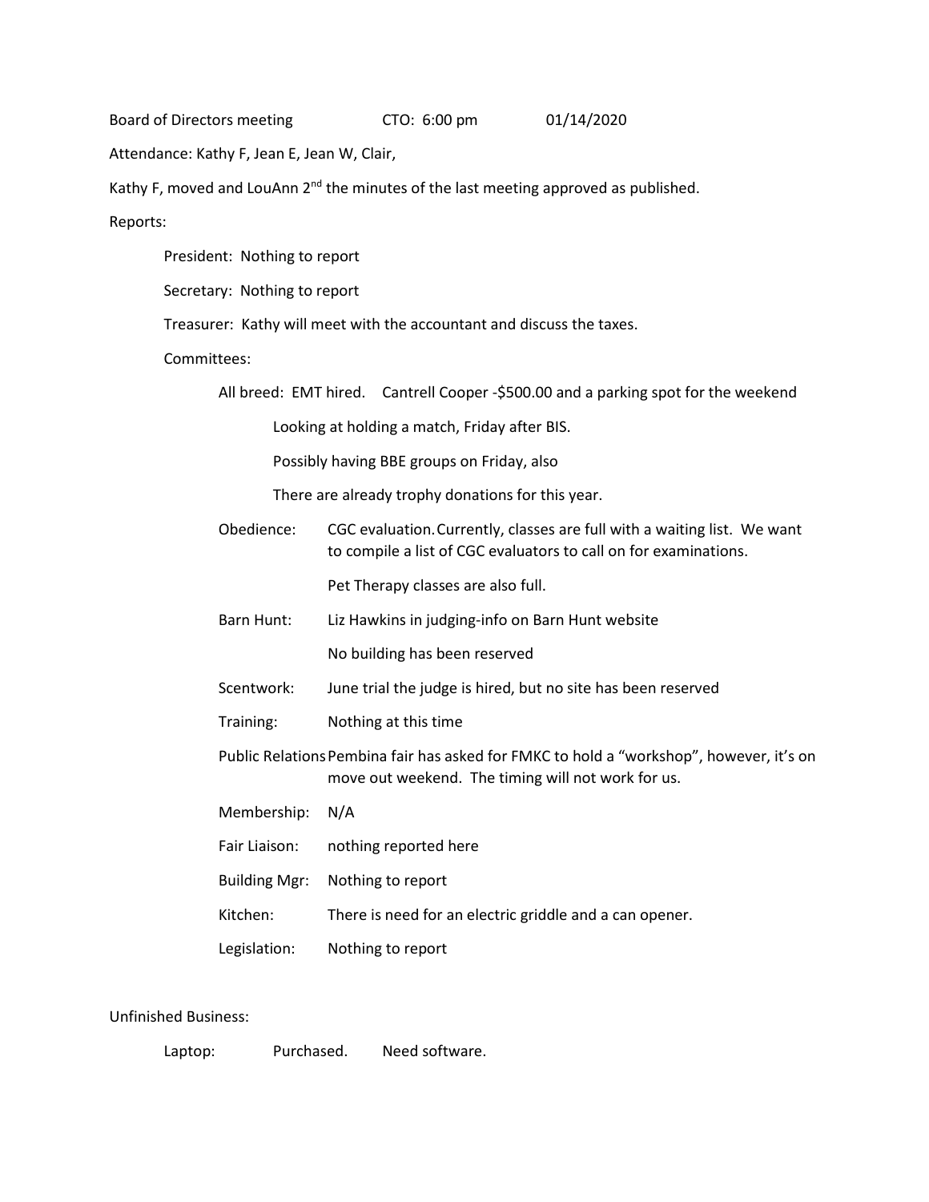Board of Directors meeting CTO: 6:00 pm 01/14/2020

Attendance: Kathy F, Jean E, Jean W, Clair,

Kathy F, moved and LouAnn 2nd the minutes of the last meeting approved as published.

Reports:

- President: Nothing to report
- Secretary: Nothing to report
- Treasurer: Kathy will meet with the accountant and discuss the taxes.
- Committees:
  - All breed: EMT hired. Cantrell Cooper -$500.00 and a parking spot for the weekend
    - Looking at holding a match, Friday after BIS.
    - Possibly having BBE groups on Friday, also
    - There are already trophy donations for this year.
  - Obedience: CGC evaluation. Currently, classes are full with a waiting list. We want to compile a list of CGC evaluators to call on for examinations.
    - Pet Therapy classes are also full.
  - Barn Hunt: Liz Hawkins in judging-info on Barn Hunt website
    - No building has been reserved
  - Scentwork: June trial the judge is hired, but no site has been reserved
  - Training: Nothing at this time
  - Public Relations: Pembina fair has asked for FMKC to hold a "workshop", however, it's on move out weekend. The timing will not work for us.
  - Membership: N/A
  - Fair Liaison: nothing reported here
  - Building Mgr: Nothing to report
  - Kitchen: There is need for an electric griddle and a can opener.
  - Legislation: Nothing to report

Unfinished Business:

- Laptop: Purchased. Need software.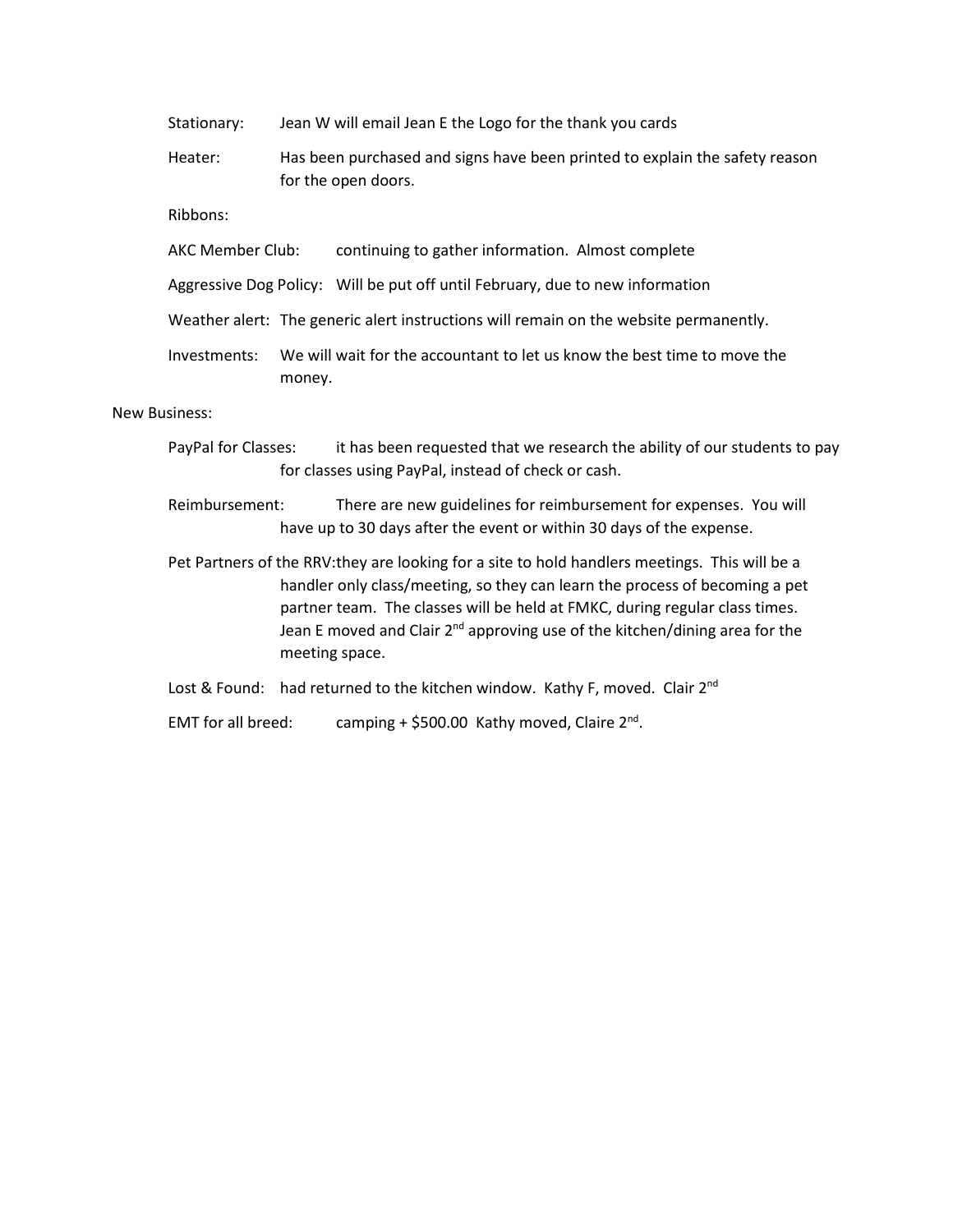Stationary: Jean W will email Jean E the Logo for the thank you cards

Heater: Has been purchased and signs have been printed to explain the safety reason for the open doors.

Ribbons:

AKC Member Club: continuing to gather information. Almost complete

Aggressive Dog Policy: Will be put off until February, due to new information

Weather alert: The generic alert instructions will remain on the website permanently.

Investments: We will wait for the accountant to let us know the best time to move the money.

New Business:

PayPal for Classes: it has been requested that we research the ability of our students to pay for classes using PayPal, instead of check or cash.

Reimbursement: There are new guidelines for reimbursement for expenses. You will have up to 30 days after the event or within 30 days of the expense.

Pet Partners of the RRV: they are looking for a site to hold handlers meetings. This will be a handler only class/meeting, so they can learn the process of becoming a pet partner team. The classes will be held at FMKC, during regular class times. Jean E moved and Clair 2nd approving use of the kitchen/dining area for the meeting space.

Lost & Found: had returned to the kitchen window. Kathy F, moved. Clair 2nd

EMT for all breed: camping + $500.00 Kathy moved, Claire 2nd.